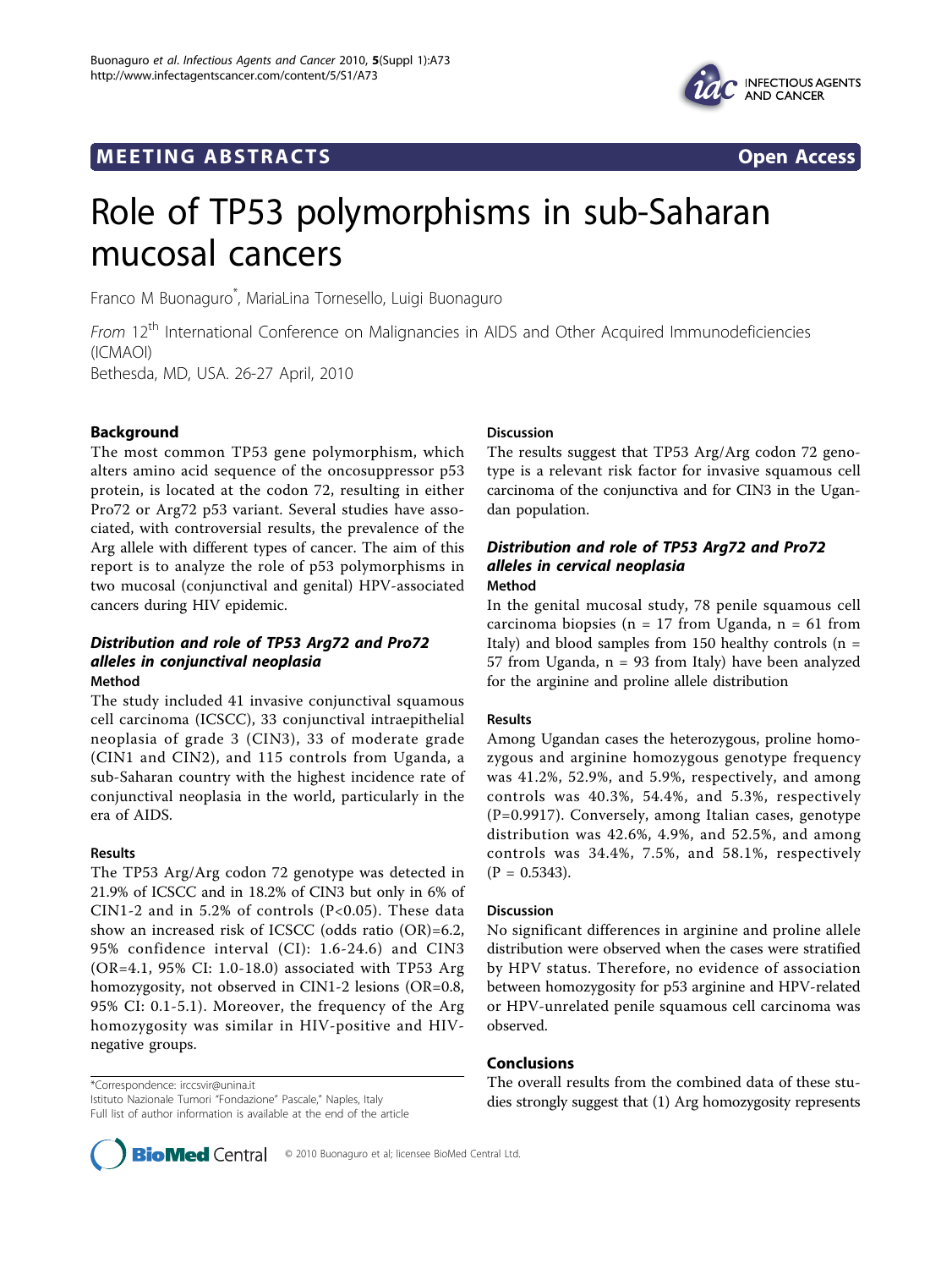MEETING ABSTRACTS Open Access

# Role of TP53 polymorphisms in sub-Saharan mucosal cancers

Franco M Buonaguro*, MariaLina Tornesello, Luigi Buonaguro

*From* 12[th] International Conference on Malignancies in AIDS and Other Acquired Immunodeficiencies (ICMAOI)
Bethesda, MD, USA. 26-27 April, 2010

## Background

The most common TP53 gene polymorphism, which alters amino acid sequence of the oncosuppressor p53 protein, is located at the codon 72, resulting in either Pro72 or Arg72 p53 variant. Several studies have associated, with controversial results, the prevalence of the Arg allele with different types of cancer. The aim of this report is to analyze the role of p53 polymorphisms in two mucosal (conjunctival and genital) HPV-associated cancers during HIV epidemic.

## *Distribution and role of TP53 Arg72 and Pro72 alleles in conjunctival neoplasia*

### Method

The study included 41 invasive conjunctival squamous cell carcinoma (ICSCC), 33 conjunctival intraepithelial neoplasia of grade 3 (CIN3), 33 of moderate grade (CIN1 and CIN2), and 115 controls from Uganda, a sub-Saharan country with the highest incidence rate of conjunctival neoplasia in the world, particularly in the era of AIDS.

### Results

The TP53 Arg/Arg codon 72 genotype was detected in 21.9% of ICSCC and in 18.2% of CIN3 but only in 6% of CIN1-2 and in 5.2% of controls ($P<0.05$). These data show an increased risk of ICSCC (odds ratio (OR)=6.2, 95% confidence interval (CI): 1.6-24.6) and CIN3 (OR=4.1, 95% CI: 1.0-18.0) associated with TP53 Arg homozygosity, not observed in CIN1-2 lesions (OR=0.8, 95% CI: 0.1-5.1). Moreover, the frequency of the Arg homozygosity was similar in HIV-positive and HIV-negative groups.

### Discussion

The results suggest that TP53 Arg/Arg codon 72 genotype is a relevant risk factor for invasive squamous cell carcinoma of the conjunctiva and for CIN3 in the Ugandan population.

## *Distribution and role of TP53 Arg72 and Pro72 alleles in cervical neoplasia*

### Method

In the genital mucosal study, 78 penile squamous cell carcinoma biopsies (n = 17 from Uganda, n = 61 from Italy) and blood samples from 150 healthy controls (n = 57 from Uganda, n = 93 from Italy) have been analyzed for the arginine and proline allele distribution

### Results

Among Ugandan cases the heterozygous, proline homozygous and arginine homozygous genotype frequency was 41.2%, 52.9%, and 5.9%, respectively, and among controls was 40.3%, 54.4%, and 5.3%, respectively ($P=0.9917$). Conversely, among Italian cases, genotype distribution was 42.6%, 4.9%, and 52.5%, and among controls was 34.4%, 7.5%, and 58.1%, respectively ($P = 0.5343$).

### Discussion

No significant differences in arginine and proline allele distribution were observed when the cases were stratified by HPV status. Therefore, no evidence of association between homozygosity for p53 arginine and HPV-related or HPV-unrelated penile squamous cell carcinoma was observed.

## Conclusions

The overall results from the combined data of these studies strongly suggest that (1) Arg homozygosity represents

*Correspondence: irccsvir@unina.it
Istituto Nazionale Tumori "Fondazione" Pascale," Naples, Italy
Full list of author information is available at the end of the article

© 2010 Buonaguro et al; licensee BioMed Central Ltd.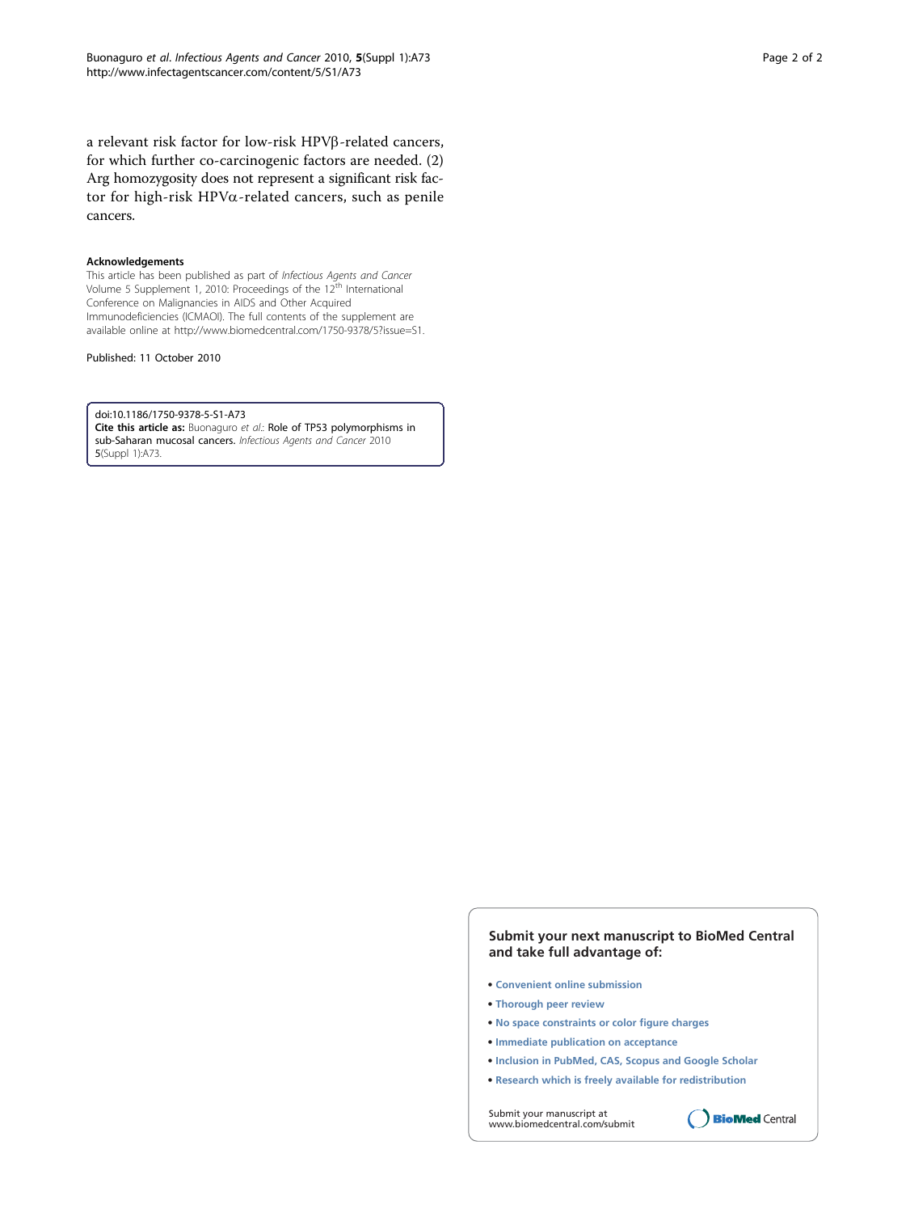a relevant risk factor for low-risk HPVβ-related cancers, for which further co-carcinogenic factors are needed. (2) Arg homozygosity does not represent a significant risk factor for high-risk HPVα-related cancers, such as penile cancers.

#### Acknowledgements

This article has been published as part of *Infectious Agents and Cancer* Volume 5 Supplement 1, 2010: Proceedings of the 12th International Conference on Malignancies in AIDS and Other Acquired Immunodeficiencies (ICMAOI). The full contents of the supplement are available online at http://www.biomedcentral.com/1750-9378/5?issue=S1.

Published: 11 October 2010

doi:10.1186/1750-9378-5-S1-A73
**Cite this article as:** Buonaguro *et al.*: **Role of TP53 polymorphisms in sub-Saharan mucosal cancers.** *Infectious Agents and Cancer* 2010 **5**(Suppl 1):A73.

**Submit your next manuscript to BioMed Central and take full advantage of:**

- **Convenient online submission**
- **Thorough peer review**
- **No space constraints or color figure charges**
- **Immediate publication on acceptance**
- **Inclusion in PubMed, CAS, Scopus and Google Scholar**
- **Research which is freely available for redistribution**

Submit your manuscript at www.biomedcentral.com/submit